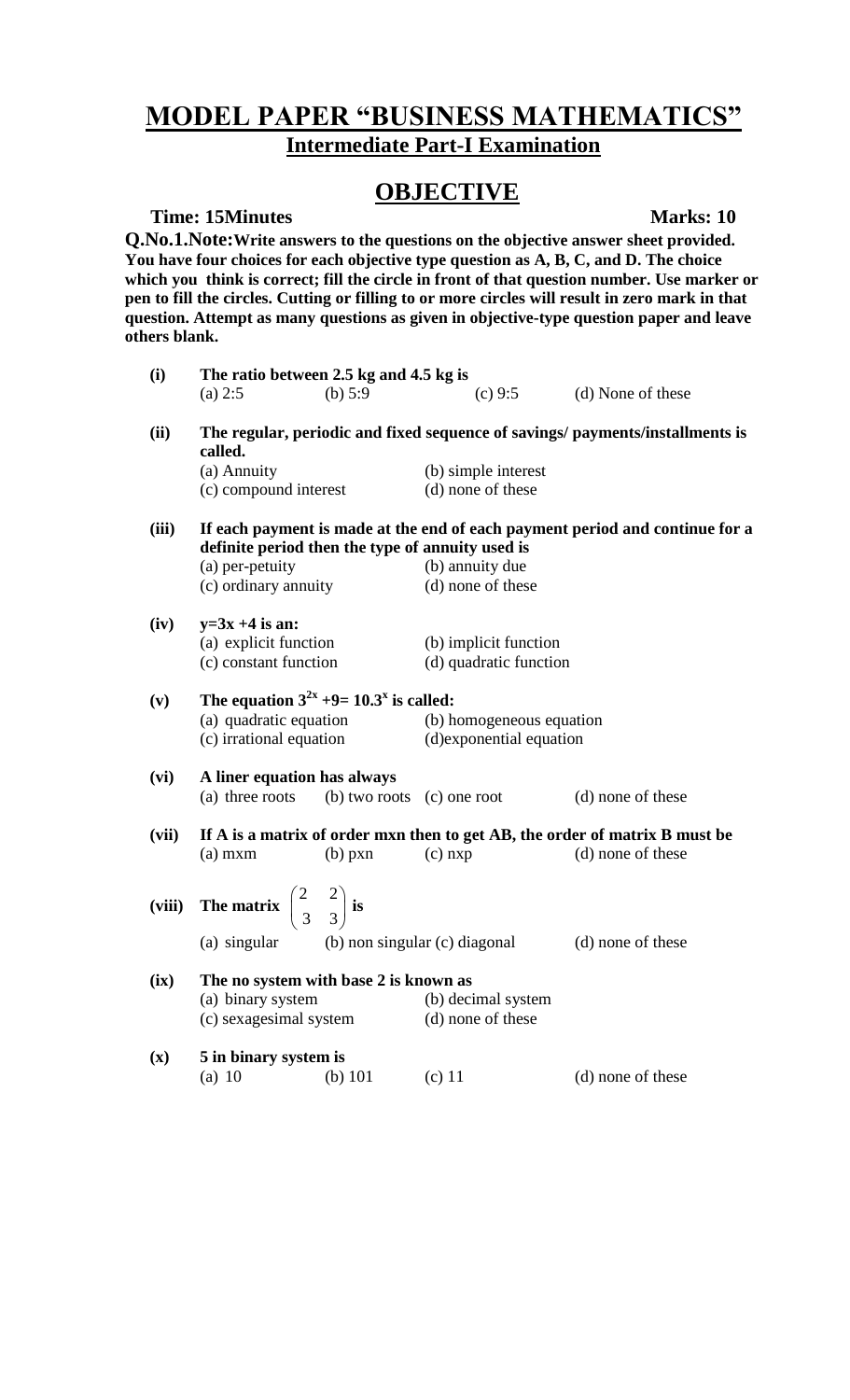# MODEL PAPER "BUSINESS MATHEMATICS"

## Intermediate Part-I Examination

## OBJECTIVE

**Time: 15Minutes** **Marks: 10**

**Q.No.1.Note:Write answers to the questions on the objective answer sheet provided. You have four choices for each objective type question as A, B, C, and D. The choice which you think is correct; fill the circle in front of that question number. Use marker or pen to fill the circles. Cutting or filling to or more circles will result in zero mark in that question. Attempt as many questions as given in objective-type question paper and leave others blank.**

**(i) The ratio between 2.5 kg and 4.5 kg is**
(a) 2:5 (b) 5:9 (c) 9:5 (d) None of these

**(ii) The regular, periodic and fixed sequence of savings/ payments/installments is called.**
(a) Annuity (b) simple interest
(c) compound interest (d) none of these

**(iii) If each payment is made at the end of each payment period and continue for a definite period then the type of annuity used is**
(a) per-petuity (b) annuity due
(c) ordinary annuity (d) none of these

**(iv) $y=3x+4$ is an:**
(a) explicit function (b) implicit function
(c) constant function (d) quadratic function

**(v) The equation $3^{2x}+9=10.3^{x}$ is called:**
(a) quadratic equation (b) homogeneous equation
(c) irrational equation (d)exponential equation

**(vi) A liner equation has always**
(a) three roots (b) two roots (c) one root (d) none of these

**(vii) If A is a matrix of order mxn then to get AB, the order of matrix B must be**
(a) mxm (b) pxn (c) nxp (d) none of these

**(viii) The matrix $\begin{pmatrix} 2 & 2 \\ 3 & 3 \end{pmatrix}$ is**
(a) singular (b) non singular (c) diagonal (d) none of these

**(ix) The no system with base 2 is known as**
(a) binary system (b) decimal system
(c) sexagesimal system (d) none of these

**(x) 5 in binary system is**
(a) 10 (b) 101 (c) 11 (d) none of these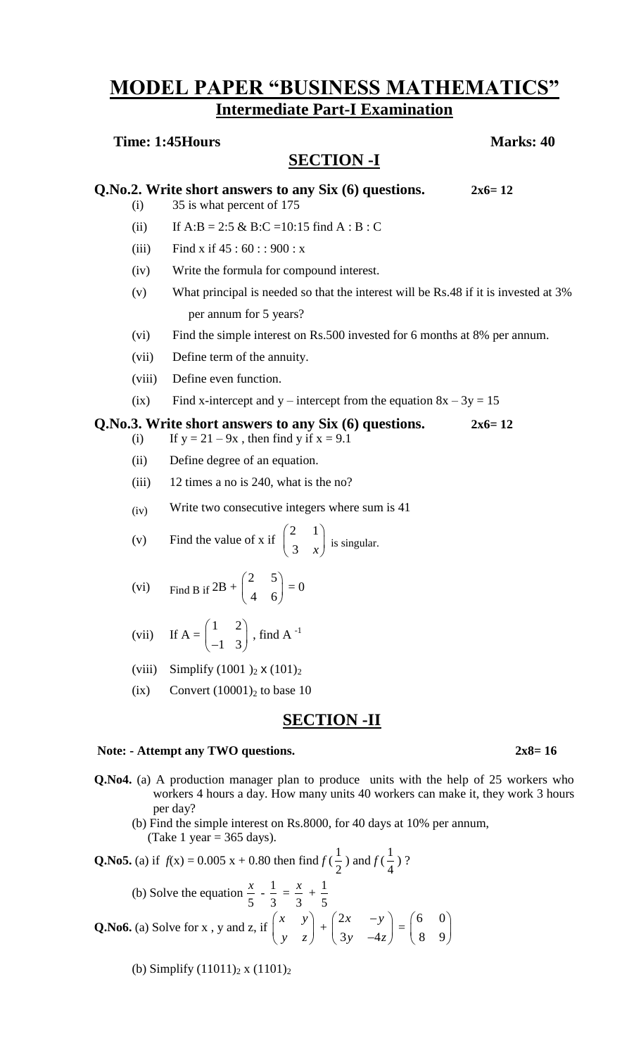# MODEL PAPER "BUSINESS MATHEMATICS"

## Intermediate Part-I Examination

**Time: 1:45Hours** **Marks: 40**

## SECTION -I

**Q.No.2. Write short answers to any Six (6) questions.** **2x6= 12**

(i) 35 is what percent of 175

(ii) If A:B = 2:5 & B:C =10:15 find A : B : C

(iii) Find x if 45 : 60 : : 900 : x

(iv) Write the formula for compound interest.

(v) What principal is needed so that the interest will be Rs.48 if it is invested at 3% per annum for 5 years?

(vi) Find the simple interest on Rs.500 invested for 6 months at 8% per annum.

(vii) Define term of the annuity.

(viii) Define even function.

(ix) Find x-intercept and y – intercept from the equation $8x - 3y = 15$

**Q.No.3. Write short answers to any Six (6) questions.** **2x6= 12**

(i) If $y = 21 - 9x$ , then find y if $x = 9.1$

(ii) Define degree of an equation.

(iii) 12 times a no is 240, what is the no?

(iv) Write two consecutive integers where sum is 41

(v) Find the value of x if $\begin{pmatrix} 2 & 1 \\ 3 & x \end{pmatrix}$ is singular.

(vi) Find B if $2B + \begin{pmatrix} 2 & 5 \\ 4 & 6 \end{pmatrix} = 0$

(vii) If $A = \begin{pmatrix} 1 & 2 \\ -1 & 3 \end{pmatrix}$ , find $A^{-1}$

(viii) Simplify $(1001)_2 \times (101)_2$

(ix) Convert $(10001)_2$ to base 10

## SECTION -II

**Note: - Attempt any TWO questions.** **2x8= 16**

**Q.No4.** (a) A production manager plan to produce units with the help of 25 workers who workers 4 hours a day. How many units 40 workers can make it, they work 3 hours per day?

(b) Find the simple interest on Rs.8000, for 40 days at 10% per annum, (Take 1 year = 365 days).

**Q.No5.** (a) if $f(x) = 0.005\,x + 0.80$ then find $f(\frac{1}{2})$ and $f(\frac{1}{4})$ ?

(b) Solve the equation $\frac{x}{5} - \frac{1}{3} = \frac{x}{3} + \frac{1}{5}$

**Q.No6.** (a) Solve for x , y and z, if $\begin{pmatrix} x & y \\ y & z \end{pmatrix} + \begin{pmatrix} 2x & -y \\ 3y & -4z \end{pmatrix} = \begin{pmatrix} 6 & 0 \\ 8 & 9 \end{pmatrix}$

(b) Simplify $(11011)_2 \times (1101)_2$